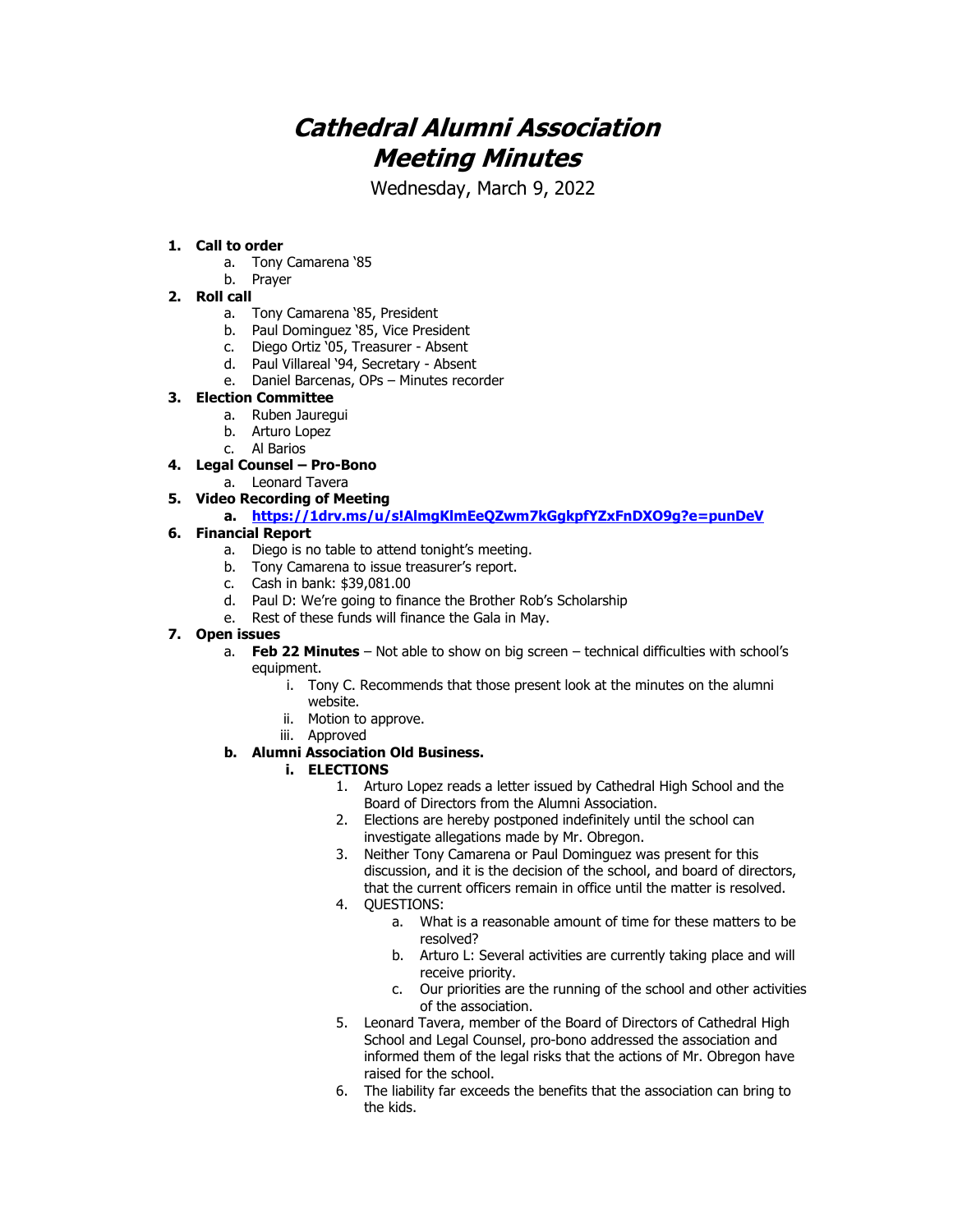# *Cathedral Alumni Association Meeting Minutes*

Wednesday, March 9, 2022

1. **Call to order**
   a. Tony Camarena '85
   b. Prayer
2. **Roll call**
   a. Tony Camarena '85, President
   b. Paul Dominguez '85, Vice President
   c. Diego Ortiz '05, Treasurer - Absent
   d. Paul Villareal '94, Secretary - Absent
   e. Daniel Barcenas, OPs – Minutes recorder
3. **Election Committee**
   a. Ruben Jauregui
   b. Arturo Lopez
   c. Al Barios
4. **Legal Counsel – Pro-Bono**
   a. Leonard Tavera
5. **Video Recording of Meeting**
   a. **https://1drv.ms/u/s!AlmgKlmEeQZwm7kGgkpfYZxFnDXO9g?e=punDeV**
6. **Financial Report**
   a. Diego is no table to attend tonight's meeting.
   b. Tony Camarena to issue treasurer's report.
   c. Cash in bank: $39,081.00
   d. Paul D: We're going to finance the Brother Rob's Scholarship
   e. Rest of these funds will finance the Gala in May.
7. **Open issues**
   a. **Feb 22 Minutes** – Not able to show on big screen – technical difficulties with school's equipment.
      i. Tony C. Recommends that those present look at the minutes on the alumni website.
      ii. Motion to approve.
      iii. Approved
   b. **Alumni Association Old Business.**
      i. **ELECTIONS**
         1. Arturo Lopez reads a letter issued by Cathedral High School and the Board of Directors from the Alumni Association.
         2. Elections are hereby postponed indefinitely until the school can investigate allegations made by Mr. Obregon.
         3. Neither Tony Camarena or Paul Dominguez was present for this discussion, and it is the decision of the school, and board of directors, that the current officers remain in office until the matter is resolved.
         4. QUESTIONS:
            a. What is a reasonable amount of time for these matters to be resolved?
            b. Arturo L: Several activities are currently taking place and will receive priority.
            c. Our priorities are the running of the school and other activities of the association.
         5. Leonard Tavera, member of the Board of Directors of Cathedral High School and Legal Counsel, pro-bono addressed the association and informed them of the legal risks that the actions of Mr. Obregon have raised for the school.
         6. The liability far exceeds the benefits that the association can bring to the kids.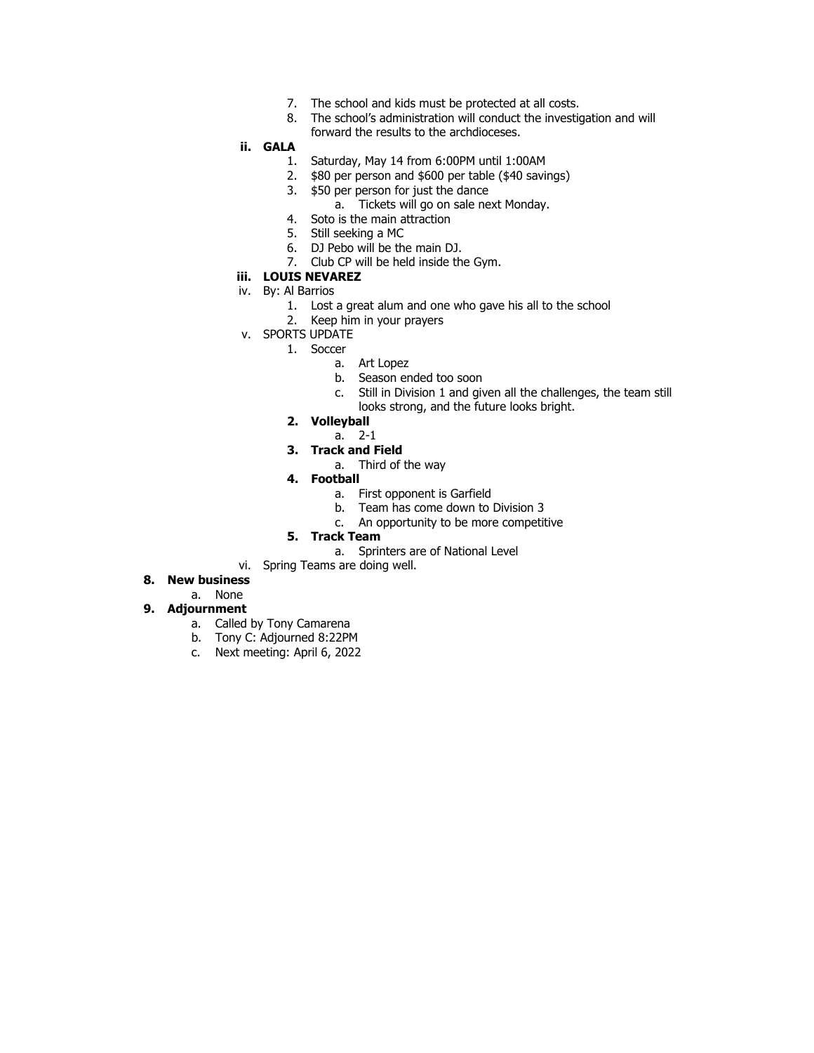7. The school and kids must be protected at all costs.
8. The school's administration will conduct the investigation and will forward the results to the archdioceses.

**ii. GALA**

1. Saturday, May 14 from 6:00PM until 1:00AM
2. $80 per person and $600 per table ($40 savings)
3. $50 per person for just the dance
    a. Tickets will go on sale next Monday.
4. Soto is the main attraction
5. Still seeking a MC
6. DJ Pebo will be the main DJ.
7. Club CP will be held inside the Gym.

**iii. LOUIS NEVAREZ**

iv. By: Al Barrios

1. Lost a great alum and one who gave his all to the school
2. Keep him in your prayers

v. SPORTS UPDATE

1. Soccer
    a. Art Lopez
    b. Season ended too soon
    c. Still in Division 1 and given all the challenges, the team still looks strong, and the future looks bright.
2. **Volleyball**
    a. 2-1
3. **Track and Field**
    a. Third of the way
4. **Football**
    a. First opponent is Garfield
    b. Team has come down to Division 3
    c. An opportunity to be more competitive
5. **Track Team**
    a. Sprinters are of National Level

vi. Spring Teams are doing well.

**8. New business**

a. None

**9. Adjournment**

a. Called by Tony Camarena
b. Tony C: Adjourned 8:22PM
c. Next meeting: April 6, 2022